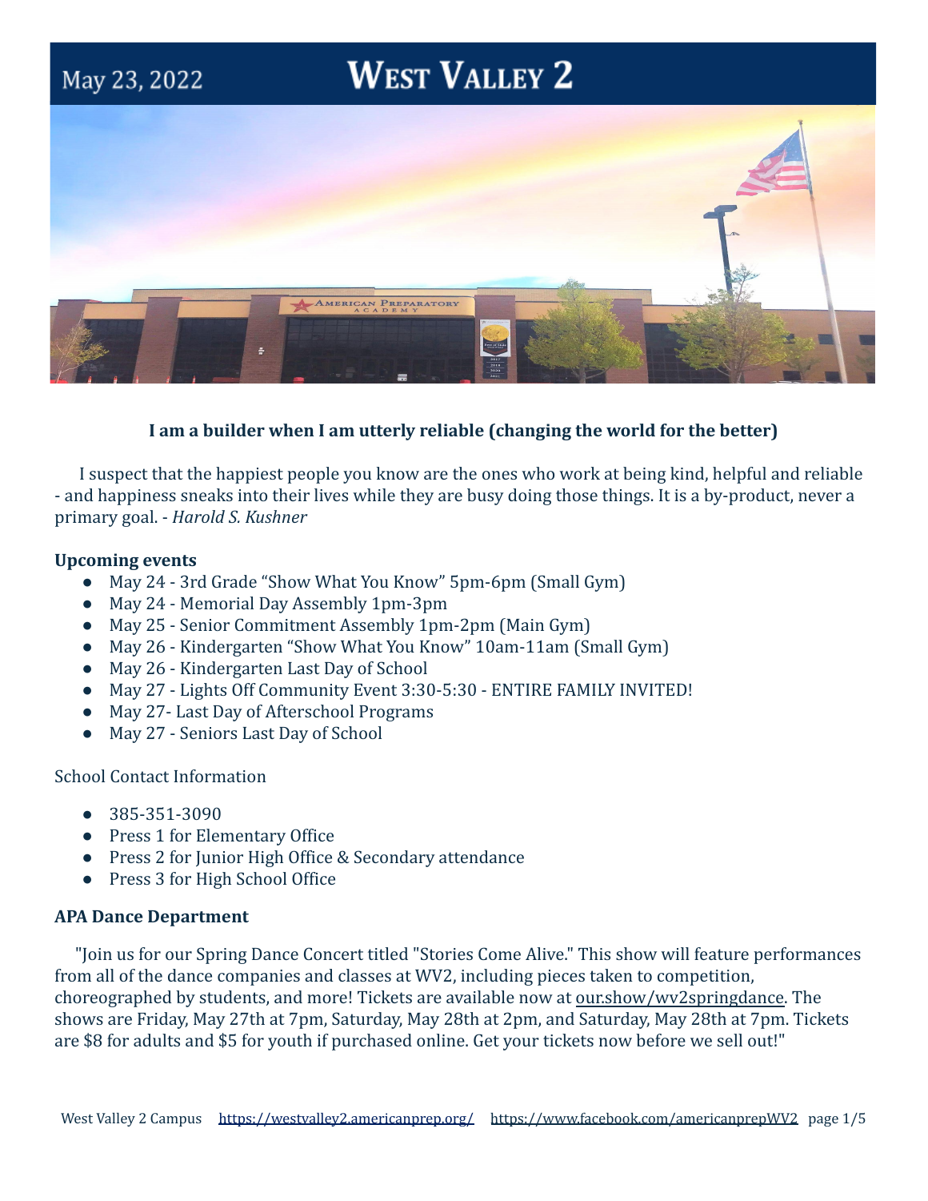May 23, 2022

# West Valley 2

**I am a builder when I am utterly reliable (changing the world for the better)**

I suspect that the happiest people you know are the ones who work at being kind, helpful and reliable - and happiness sneaks into their lives while they are busy doing those things. It is a by-product, never a primary goal. - *Harold S. Kushner*

**Upcoming events**

- May 24 - 3rd Grade "Show What You Know" 5pm-6pm (Small Gym)
- May 24 - Memorial Day Assembly 1pm-3pm
- May 25 - Senior Commitment Assembly 1pm-2pm (Main Gym)
- May 26 - Kindergarten "Show What You Know" 10am-11am (Small Gym)
- May 26 - Kindergarten Last Day of School
- May 27 - Lights Off Community Event 3:30-5:30 - ENTIRE FAMILY INVITED!
- May 27- Last Day of Afterschool Programs
- May 27 - Seniors Last Day of School

School Contact Information

- 385-351-3090
- Press 1 for Elementary Office
- Press 2 for Junior High Office & Secondary attendance
- Press 3 for High School Office

**APA Dance Department**

"Join us for our Spring Dance Concert titled "Stories Come Alive." This show will feature performances from all of the dance companies and classes at WV2, including pieces taken to competition, choreographed by students, and more! Tickets are available now at our.show/wv2springdance. The shows are Friday, May 27th at 7pm, Saturday, May 28th at 2pm, and Saturday, May 28th at 7pm. Tickets are $8 for adults and $5 for youth if purchased online. Get your tickets now before we sell out!"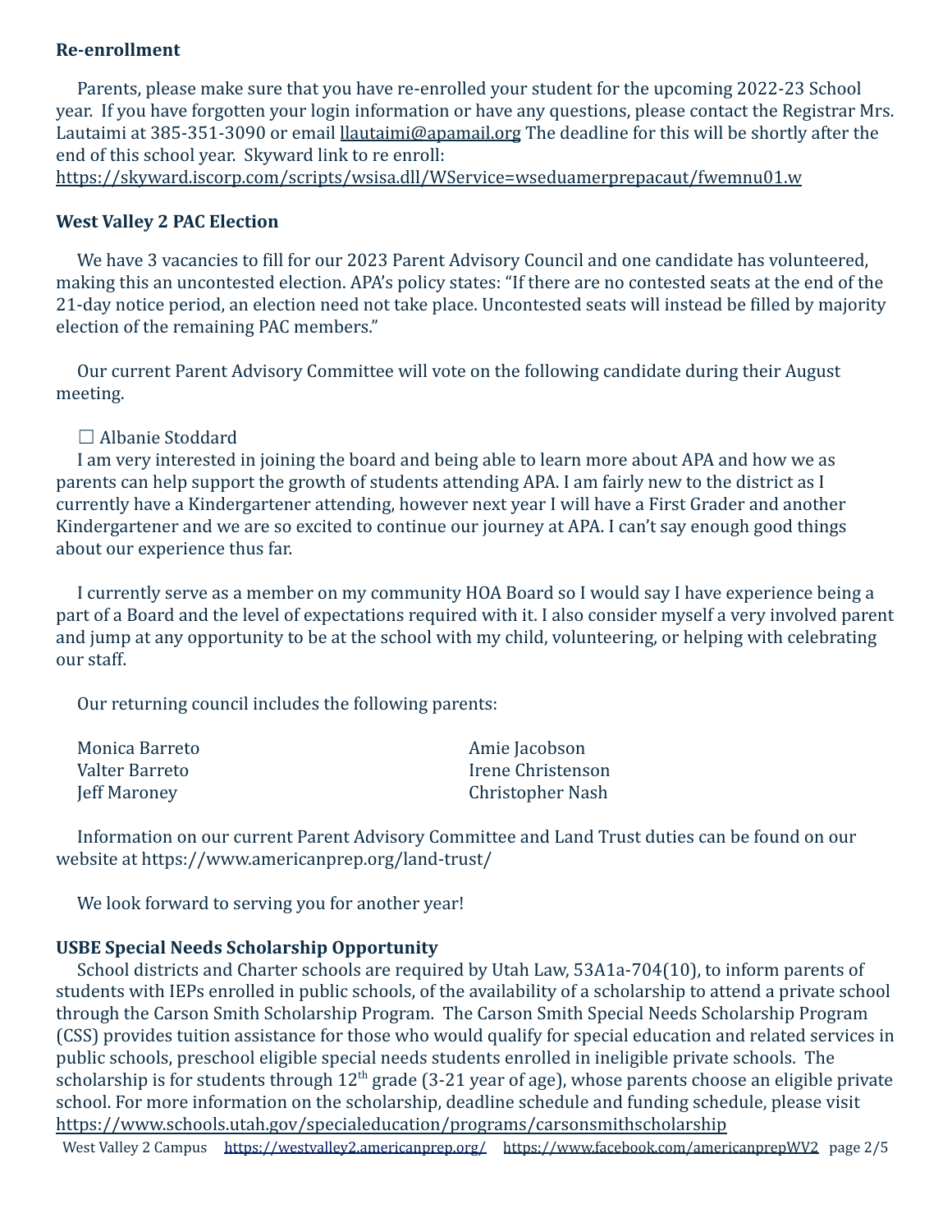**Re-enrollment**

Parents, please make sure that you have re-enrolled your student for the upcoming 2022-23 School year. If you have forgotten your login information or have any questions, please contact the Registrar Mrs. Lautaimi at 385-351-3090 or email llautaimi@apamail.org The deadline for this will be shortly after the end of this school year. Skyward link to re enroll: https://skyward.iscorp.com/scripts/wsisa.dll/WService=wseduamerprepacaut/fwemnu01.w

**West Valley 2 PAC Election**

We have 3 vacancies to fill for our 2023 Parent Advisory Council and one candidate has volunteered, making this an uncontested election. APA's policy states: "If there are no contested seats at the end of the 21-day notice period, an election need not take place. Uncontested seats will instead be filled by majority election of the remaining PAC members."

Our current Parent Advisory Committee will vote on the following candidate during their August meeting.

☐ Albanie Stoddard

I am very interested in joining the board and being able to learn more about APA and how we as parents can help support the growth of students attending APA. I am fairly new to the district as I currently have a Kindergartener attending, however next year I will have a First Grader and another Kindergartener and we are so excited to continue our journey at APA. I can't say enough good things about our experience thus far.

I currently serve as a member on my community HOA Board so I would say I have experience being a part of a Board and the level of expectations required with it. I also consider myself a very involved parent and jump at any opportunity to be at the school with my child, volunteering, or helping with celebrating our staff.

Our returning council includes the following parents:

Monica Barreto
Valter Barreto
Jeff Maroney
Amie Jacobson
Irene Christenson
Christopher Nash

Information on our current Parent Advisory Committee and Land Trust duties can be found on our website at https://www.americanprep.org/land-trust/

We look forward to serving you for another year!

**USBE Special Needs Scholarship Opportunity**

School districts and Charter schools are required by Utah Law, 53A1a-704(10), to inform parents of students with IEPs enrolled in public schools, of the availability of a scholarship to attend a private school through the Carson Smith Scholarship Program. The Carson Smith Special Needs Scholarship Program (CSS) provides tuition assistance for those who would qualify for special education and related services in public schools, preschool eligible special needs students enrolled in ineligible private schools. The scholarship is for students through 12th grade (3-21 year of age), whose parents choose an eligible private school. For more information on the scholarship, deadline schedule and funding schedule, please visit https://www.schools.utah.gov/specialeducation/programs/carsonsmithscholarship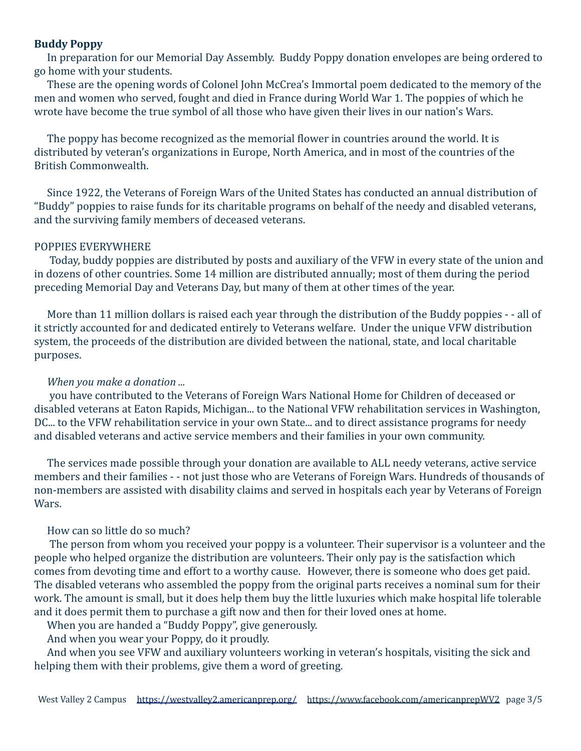**Buddy Poppy**

In preparation for our Memorial Day Assembly. Buddy Poppy donation envelopes are being ordered to go home with your students.

These are the opening words of Colonel John McCrea's Immortal poem dedicated to the memory of the men and women who served, fought and died in France during World War 1. The poppies of which he wrote have become the true symbol of all those who have given their lives in our nation's Wars.

The poppy has become recognized as the memorial flower in countries around the world. It is distributed by veteran's organizations in Europe, North America, and in most of the countries of the British Commonwealth.

Since 1922, the Veterans of Foreign Wars of the United States has conducted an annual distribution of "Buddy" poppies to raise funds for its charitable programs on behalf of the needy and disabled veterans, and the surviving family members of deceased veterans.

POPPIES EVERYWHERE

Today, buddy poppies are distributed by posts and auxiliary of the VFW in every state of the union and in dozens of other countries. Some 14 million are distributed annually; most of them during the period preceding Memorial Day and Veterans Day, but many of them at other times of the year.

More than 11 million dollars is raised each year through the distribution of the Buddy poppies - - all of it strictly accounted for and dedicated entirely to Veterans welfare. Under the unique VFW distribution system, the proceeds of the distribution are divided between the national, state, and local charitable purposes.

*When you make a donation ...*

you have contributed to the Veterans of Foreign Wars National Home for Children of deceased or disabled veterans at Eaton Rapids, Michigan... to the National VFW rehabilitation services in Washington, DC... to the VFW rehabilitation service in your own State... and to direct assistance programs for needy and disabled veterans and active service members and their families in your own community.

The services made possible through your donation are available to ALL needy veterans, active service members and their families - - not just those who are Veterans of Foreign Wars. Hundreds of thousands of non-members are assisted with disability claims and served in hospitals each year by Veterans of Foreign Wars.

How can so little do so much?

The person from whom you received your poppy is a volunteer. Their supervisor is a volunteer and the people who helped organize the distribution are volunteers. Their only pay is the satisfaction which comes from devoting time and effort to a worthy cause. However, there is someone who does get paid. The disabled veterans who assembled the poppy from the original parts receives a nominal sum for their work. The amount is small, but it does help them buy the little luxuries which make hospital life tolerable and it does permit them to purchase a gift now and then for their loved ones at home.

When you are handed a "Buddy Poppy", give generously.

And when you wear your Poppy, do it proudly.

And when you see VFW and auxiliary volunteers working in veteran's hospitals, visiting the sick and helping them with their problems, give them a word of greeting.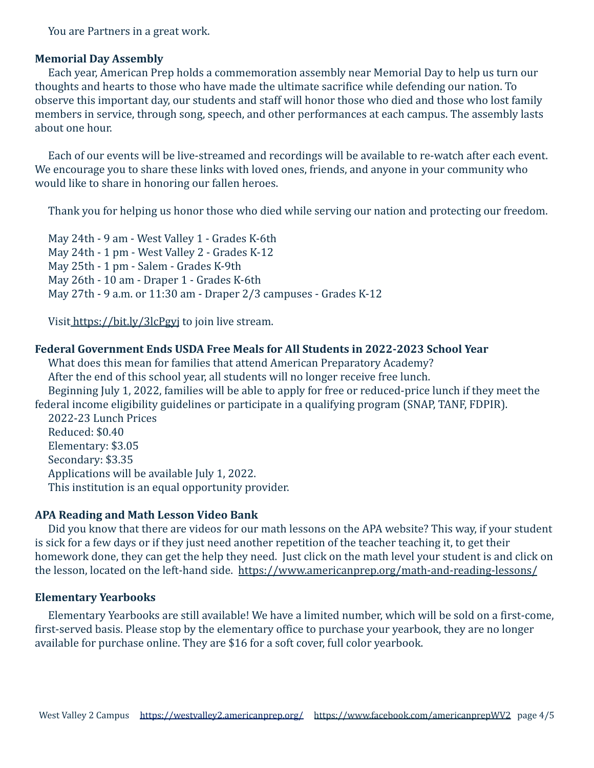You are Partners in a great work.

**Memorial Day Assembly**

Each year, American Prep holds a commemoration assembly near Memorial Day to help us turn our thoughts and hearts to those who have made the ultimate sacrifice while defending our nation. To observe this important day, our students and staff will honor those who died and those who lost family members in service, through song, speech, and other performances at each campus. The assembly lasts about one hour.

Each of our events will be live-streamed and recordings will be available to re-watch after each event. We encourage you to share these links with loved ones, friends, and anyone in your community who would like to share in honoring our fallen heroes.

Thank you for helping us honor those who died while serving our nation and protecting our freedom.

May 24th - 9 am - West Valley 1 - Grades K-6th
May 24th - 1 pm - West Valley 2 - Grades K-12
May 25th - 1 pm - Salem - Grades K-9th
May 26th - 10 am - Draper 1 - Grades K-6th
May 27th - 9 a.m. or 11:30 am - Draper 2/3 campuses - Grades K-12

Visit https://bit.ly/3lcPgyj to join live stream.

**Federal Government Ends USDA Free Meals for All Students in 2022-2023 School Year**

What does this mean for families that attend American Preparatory Academy?
After the end of this school year, all students will no longer receive free lunch.
Beginning July 1, 2022, families will be able to apply for free or reduced-price lunch if they meet the federal income eligibility guidelines or participate in a qualifying program (SNAP, TANF, FDPIR).
2022-23 Lunch Prices
Reduced: $0.40
Elementary: $3.05
Secondary: $3.35
Applications will be available July 1, 2022.
This institution is an equal opportunity provider.

**APA Reading and Math Lesson Video Bank**

Did you know that there are videos for our math lessons on the APA website? This way, if your student is sick for a few days or if they just need another repetition of the teacher teaching it, to get their homework done, they can get the help they need. Just click on the math level your student is and click on the lesson, located on the left-hand side. https://www.americanprep.org/math-and-reading-lessons/

**Elementary Yearbooks**

Elementary Yearbooks are still available! We have a limited number, which will be sold on a first-come, first-served basis. Please stop by the elementary office to purchase your yearbook, they are no longer available for purchase online. They are $16 for a soft cover, full color yearbook.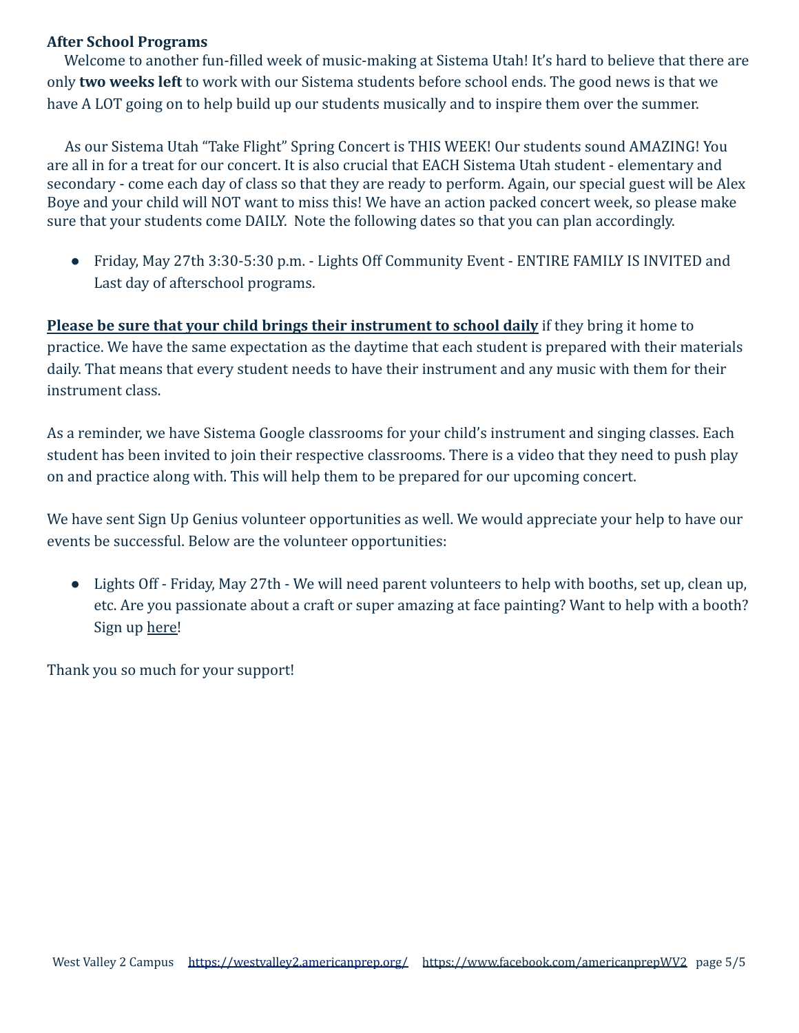**After School Programs**

Welcome to another fun-filled week of music-making at Sistema Utah! It's hard to believe that there are only **two weeks left** to work with our Sistema students before school ends. The good news is that we have A LOT going on to help build up our students musically and to inspire them over the summer.

As our Sistema Utah "Take Flight" Spring Concert is THIS WEEK! Our students sound AMAZING! You are all in for a treat for our concert. It is also crucial that EACH Sistema Utah student - elementary and secondary - come each day of class so that they are ready to perform. Again, our special guest will be Alex Boye and your child will NOT want to miss this! We have an action packed concert week, so please make sure that your students come DAILY. Note the following dates so that you can plan accordingly.

- Friday, May 27th 3:30-5:30 p.m. - Lights Off Community Event - ENTIRE FAMILY IS INVITED and Last day of afterschool programs.

**Please be sure that your child brings their instrument to school daily** if they bring it home to practice. We have the same expectation as the daytime that each student is prepared with their materials daily. That means that every student needs to have their instrument and any music with them for their instrument class.

As a reminder, we have Sistema Google classrooms for your child's instrument and singing classes. Each student has been invited to join their respective classrooms. There is a video that they need to push play on and practice along with. This will help them to be prepared for our upcoming concert.

We have sent Sign Up Genius volunteer opportunities as well. We would appreciate your help to have our events be successful. Below are the volunteer opportunities:

- Lights Off - Friday, May 27th - We will need parent volunteers to help with booths, set up, clean up, etc. Are you passionate about a craft or super amazing at face painting? Want to help with a booth? Sign up here!

Thank you so much for your support!